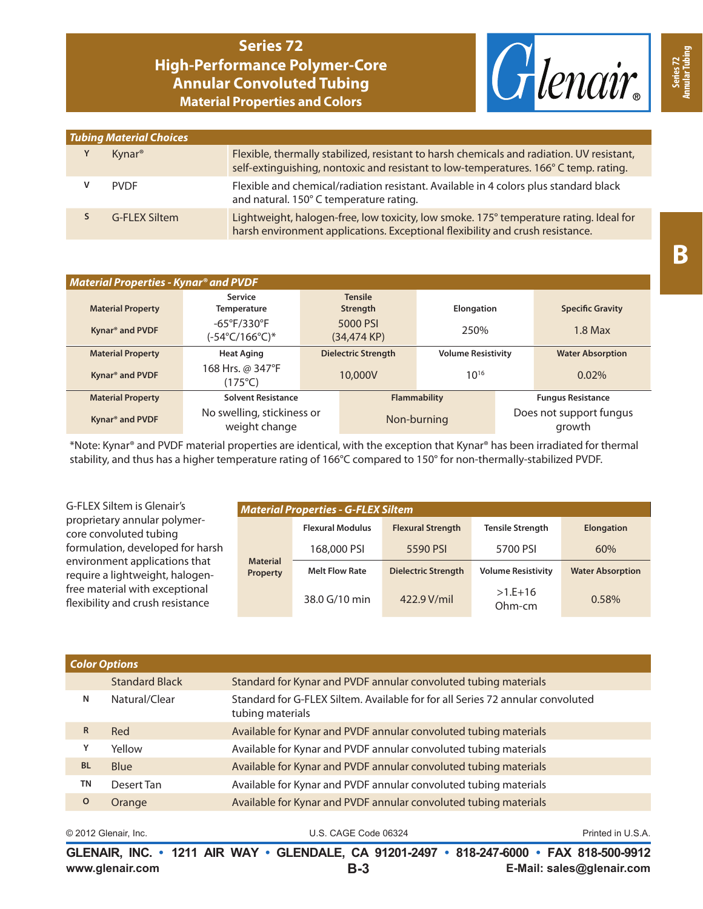# Series 72
# High-Performance Polymer-Core Annular Convoluted Tubing
## Material Properties and Colors

| *Tubing Material Choices* | | |
|---|---|---|
| Y | Kynar® | Flexible, thermally stabilized, resistant to harsh chemicals and radiation. UV resistant, self-extinguishing, nontoxic and resistant to low-temperatures. 166° C temp. rating. |
| V | PVDF | Flexible and chemical/radiation resistant. Available in 4 colors plus standard black and natural. 150° C temperature rating. |
| S | G-FLEX Siltem | Lightweight, halogen-free, low toxicity, low smoke. 175° temperature rating. Ideal for harsh environment applications. Exceptional flexibility and crush resistance. |

### *Material Properties - Kynar® and PVDF*

| Material Property | Service Temperature | Tensile Strength | Elongation | Specific Gravity |
|---|---|---|---|---|
| Kynar® and PVDF | -65°F/330°F (-54°C/166°C)* | 5000 PSI (34,474 KP) | 250% | 1.8 Max |
| **Material Property** | **Heat Aging** | **Dielectric Strength** | **Volume Resistivity** | **Water Absorption** |
| Kynar® and PVDF | 168 Hrs. @ 347°F (175°C) | 10,000V | $10^{16}$ | 0.02% |
| **Material Property** | **Solvent Resistance** | **Flammability** | **Fungus Resistance** | |
| Kynar® and PVDF | No swelling, stickiness or weight change | Non-burning | Does not support fungus growth | |

*Note: Kynar® and PVDF material properties are identical, with the exception that Kynar® has been irradiated for thermal stability, and thus has a higher temperature rating of 166°C compared to 150° for non-thermally-stabilized PVDF.

G-FLEX Siltem is Glenair's proprietary annular polymer-core convoluted tubing formulation, developed for harsh environment applications that require a lightweight, halogen-free material with exceptional flexibility and crush resistance

### *Material Properties - G-FLEX Siltem*

| | Flexural Modulus | Flexural Strength | Tensile Strength | Elongation |
|---|---|---|---|---|
| Material Property | 168,000 PSI | 5590 PSI | 5700 PSI | 60% |
| | **Melt Flow Rate** | **Dielectric Strength** | **Volume Resistivity** | **Water Absorption** |
| | 38.0 G/10 min | 422.9 V/mil | >1.E+16 Ohm-cm | 0.58% |

| *Color Options* | | |
|---|---|---|
| | Standard Black | Standard for Kynar and PVDF annular convoluted tubing materials |
| N | Natural/Clear | Standard for G-FLEX Siltem. Available for for all Series 72 annular convoluted tubing materials |
| R | Red | Available for Kynar and PVDF annular convoluted tubing materials |
| Y | Yellow | Available for Kynar and PVDF annular convoluted tubing materials |
| BL | Blue | Available for Kynar and PVDF annular convoluted tubing materials |
| TN | Desert Tan | Available for Kynar and PVDF annular convoluted tubing materials |
| O | Orange | Available for Kynar and PVDF annular convoluted tubing materials |

© 2012 Glenair, Inc. U.S. CAGE Code 06324 Printed in U.S.A.

**GLENAIR, INC. • 1211 AIR WAY • GLENDALE, CA 91201-2497 • 818-247-6000 • FAX 818-500-9912**
**www.glenair.com** **E-Mail: sales@glenair.com**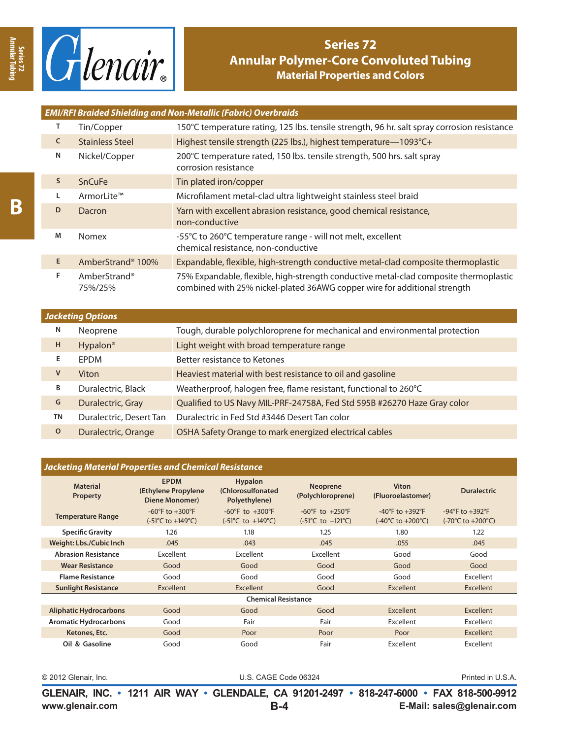# Series 72 Annular Polymer-Core Convoluted Tubing

## Material Properties and Colors

### EMI/RFI Braided Shielding and Non-Metallic (Fabric) Overbraids

| | | |
|---|---|---|
| T | Tin/Copper | 150°C temperature rating, 125 lbs. tensile strength, 96 hr. salt spray corrosion resistance |
| C | Stainless Steel | Highest tensile strength (225 lbs.), highest temperature—1093°C+ |
| N | Nickel/Copper | 200°C temperature rated, 150 lbs. tensile strength, 500 hrs. salt spray corrosion resistance |
| S | SnCuFe | Tin plated iron/copper |
| L | ArmorLite™ | Microfilament metal-clad ultra lightweight stainless steel braid |
| D | Dacron | Yarn with excellent abrasion resistance, good chemical resistance, non-conductive |
| M | Nomex | -55°C to 260°C temperature range - will not melt, excellent chemical resistance, non-conductive |
| E | AmberStrand® 100% | Expandable, flexible, high-strength conductive metal-clad composite thermoplastic |
| F | AmberStrand® 75%/25% | 75% Expandable, flexible, high-strength conductive metal-clad composite thermoplastic combined with 25% nickel-plated 36AWG copper wire for additional strength |

### Jacketing Options

| | | |
|---|---|---|
| N | Neoprene | Tough, durable polychloroprene for mechanical and environmental protection |
| H | Hypalon® | Light weight with broad temperature range |
| E | EPDM | Better resistance to Ketones |
| V | Viton | Heaviest material with best resistance to oil and gasoline |
| B | Duralectric, Black | Weatherproof, halogen free, flame resistant, functional to 260°C |
| G | Duralectric, Gray | Qualified to US Navy MIL-PRF-24758A, Fed Std 595B #26270 Haze Gray color |
| TN | Duralectric, Desert Tan | Duralectric in Fed Std #3446 Desert Tan color |
| O | Duralectric, Orange | OSHA Safety Orange to mark energized electrical cables |

### Jacketing Material Properties and Chemical Resistance

| Material Property | EPDM (Ethylene Propylene Diene Monomer) | Hypalon (Chlorosulfonated Polyethylene) | Neoprene (Polychloroprene) | Viton (Fluoroelastomer) | Duralectric |
|---|---|---|---|---|---|
| Temperature Range | -60°F to +300°F (-51°C to +149°C) | -60°F to +300°F (-51°C to +149°C) | -60°F to +250°F (-51°C to +121°C) | -40°F to +392°F (-40°C to +200°C) | -94°F to +392°F (-70°C to +200°C) |
| Specific Gravity | 1.26 | 1.18 | 1.25 | 1.80 | 1.22 |
| Weight: Lbs./Cubic Inch | .045 | .043 | .045 | .055 | .045 |
| Abrasion Resistance | Excellent | Excellent | Excellent | Good | Good |
| Wear Resistance | Good | Good | Good | Good | Good |
| Flame Resistance | Good | Good | Good | Good | Excellent |
| Sunlight Resistance | Excellent | Excellent | Good | Excellent | Excellent |
| **Chemical Resistance** | | | | | |
| Aliphatic Hydrocarbons | Good | Good | Good | Excellent | Excellent |
| Aromatic Hydrocarbons | Good | Fair | Fair | Excellent | Excellent |
| Ketones, Etc. | Good | Poor | Poor | Poor | Excellent |
| Oil & Gasoline | Good | Good | Fair | Excellent | Excellent |

© 2012 Glenair, Inc. U.S. CAGE Code 06324 Printed in U.S.A.

GLENAIR, INC. • 1211 AIR WAY • GLENDALE, CA 91201-2497 • 818-247-6000 • FAX 818-500-9912
www.glenair.com E-Mail: sales@glenair.com